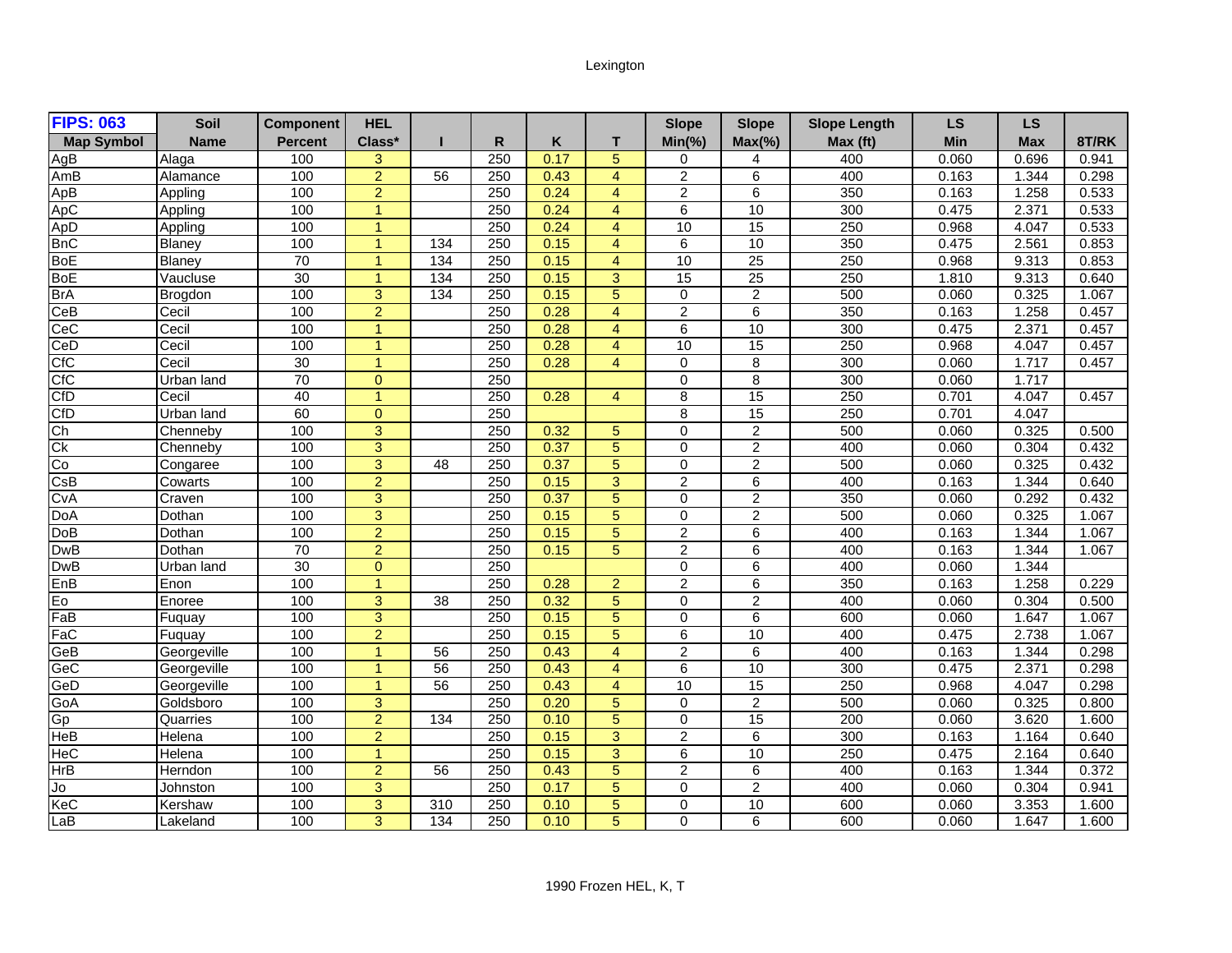Lexington

| FIPS: 063 | Soil | Component | HEL | | | | | Slope | Slope | Slope Length | LS | LS | |
|---|---|---|---|---|---|---|---|---|---|---|---|---|---|
| Map Symbol | Name | Percent | Class* | I | R | K | T | Min(%) | Max(%) | Max (ft) | Min | Max | 8T/RK |
| AgB | Alaga | 100 | 3 | | 250 | 0.17 | 5 | 0 | 4 | 400 | 0.060 | 0.696 | 0.941 |
| AmB | Alamance | 100 | 2 | 56 | 250 | 0.43 | 4 | 2 | 6 | 400 | 0.163 | 1.344 | 0.298 |
| ApB | Appling | 100 | 2 | | 250 | 0.24 | 4 | 2 | 6 | 350 | 0.163 | 1.258 | 0.533 |
| ApC | Appling | 100 | 1 | | 250 | 0.24 | 4 | 6 | 10 | 300 | 0.475 | 2.371 | 0.533 |
| ApD | Appling | 100 | 1 | | 250 | 0.24 | 4 | 10 | 15 | 250 | 0.968 | 4.047 | 0.533 |
| BnC | Blaney | 100 | 1 | 134 | 250 | 0.15 | 4 | 6 | 10 | 350 | 0.475 | 2.561 | 0.853 |
| BoE | Blaney | 70 | 1 | 134 | 250 | 0.15 | 4 | 10 | 25 | 250 | 0.968 | 9.313 | 0.853 |
| BoE | Vaucluse | 30 | 1 | 134 | 250 | 0.15 | 3 | 15 | 25 | 250 | 1.810 | 9.313 | 0.640 |
| BrA | Brogdon | 100 | 3 | 134 | 250 | 0.15 | 5 | 0 | 2 | 500 | 0.060 | 0.325 | 1.067 |
| CeB | Cecil | 100 | 2 | | 250 | 0.28 | 4 | 2 | 6 | 350 | 0.163 | 1.258 | 0.457 |
| CeC | Cecil | 100 | 1 | | 250 | 0.28 | 4 | 6 | 10 | 300 | 0.475 | 2.371 | 0.457 |
| CeD | Cecil | 100 | 1 | | 250 | 0.28 | 4 | 10 | 15 | 250 | 0.968 | 4.047 | 0.457 |
| CfC | Cecil | 30 | 1 | | 250 | 0.28 | 4 | 0 | 8 | 300 | 0.060 | 1.717 | 0.457 |
| CfC | Urban land | 70 | 0 | | 250 | | | 0 | 8 | 300 | 0.060 | 1.717 | |
| CfD | Cecil | 40 | 1 | | 250 | 0.28 | 4 | 8 | 15 | 250 | 0.701 | 4.047 | 0.457 |
| CfD | Urban land | 60 | 0 | | 250 | | | 8 | 15 | 250 | 0.701 | 4.047 | |
| Ch | Chenneby | 100 | 3 | | 250 | 0.32 | 5 | 0 | 2 | 500 | 0.060 | 0.325 | 0.500 |
| Ck | Chenneby | 100 | 3 | | 250 | 0.37 | 5 | 0 | 2 | 400 | 0.060 | 0.304 | 0.432 |
| Co | Congaree | 100 | 3 | 48 | 250 | 0.37 | 5 | 0 | 2 | 500 | 0.060 | 0.325 | 0.432 |
| CsB | Cowarts | 100 | 2 | | 250 | 0.15 | 3 | 2 | 6 | 400 | 0.163 | 1.344 | 0.640 |
| CvA | Craven | 100 | 3 | | 250 | 0.37 | 5 | 0 | 2 | 350 | 0.060 | 0.292 | 0.432 |
| DoA | Dothan | 100 | 3 | | 250 | 0.15 | 5 | 0 | 2 | 500 | 0.060 | 0.325 | 1.067 |
| DoB | Dothan | 100 | 2 | | 250 | 0.15 | 5 | 2 | 6 | 400 | 0.163 | 1.344 | 1.067 |
| DwB | Dothan | 70 | 2 | | 250 | 0.15 | 5 | 2 | 6 | 400 | 0.163 | 1.344 | 1.067 |
| DwB | Urban land | 30 | 0 | | 250 | | | 0 | 6 | 400 | 0.060 | 1.344 | |
| EnB | Enon | 100 | 1 | | 250 | 0.28 | 2 | 2 | 6 | 350 | 0.163 | 1.258 | 0.229 |
| Eo | Enoree | 100 | 3 | 38 | 250 | 0.32 | 5 | 0 | 2 | 400 | 0.060 | 0.304 | 0.500 |
| FaB | Fuquay | 100 | 3 | | 250 | 0.15 | 5 | 0 | 6 | 600 | 0.060 | 1.647 | 1.067 |
| FaC | Fuquay | 100 | 2 | | 250 | 0.15 | 5 | 6 | 10 | 400 | 0.475 | 2.738 | 1.067 |
| GeB | Georgeville | 100 | 1 | 56 | 250 | 0.43 | 4 | 2 | 6 | 400 | 0.163 | 1.344 | 0.298 |
| GeC | Georgeville | 100 | 1 | 56 | 250 | 0.43 | 4 | 6 | 10 | 300 | 0.475 | 2.371 | 0.298 |
| GeD | Georgeville | 100 | 1 | 56 | 250 | 0.43 | 4 | 10 | 15 | 250 | 0.968 | 4.047 | 0.298 |
| GoA | Goldsboro | 100 | 3 | | 250 | 0.20 | 5 | 0 | 2 | 500 | 0.060 | 0.325 | 0.800 |
| Gp | Quarries | 100 | 2 | 134 | 250 | 0.10 | 5 | 0 | 15 | 200 | 0.060 | 3.620 | 1.600 |
| HeB | Helena | 100 | 2 | | 250 | 0.15 | 3 | 2 | 6 | 300 | 0.163 | 1.164 | 0.640 |
| HeC | Helena | 100 | 1 | | 250 | 0.15 | 3 | 6 | 10 | 250 | 0.475 | 2.164 | 0.640 |
| HrB | Herndon | 100 | 2 | 56 | 250 | 0.43 | 5 | 2 | 6 | 400 | 0.163 | 1.344 | 0.372 |
| Jo | Johnston | 100 | 3 | | 250 | 0.17 | 5 | 0 | 2 | 400 | 0.060 | 0.304 | 0.941 |
| KeC | Kershaw | 100 | 3 | 310 | 250 | 0.10 | 5 | 0 | 10 | 600 | 0.060 | 3.353 | 1.600 |
| LaB | Lakeland | 100 | 3 | 134 | 250 | 0.10 | 5 | 0 | 6 | 600 | 0.060 | 1.647 | 1.600 |

1990 Frozen HEL, K, T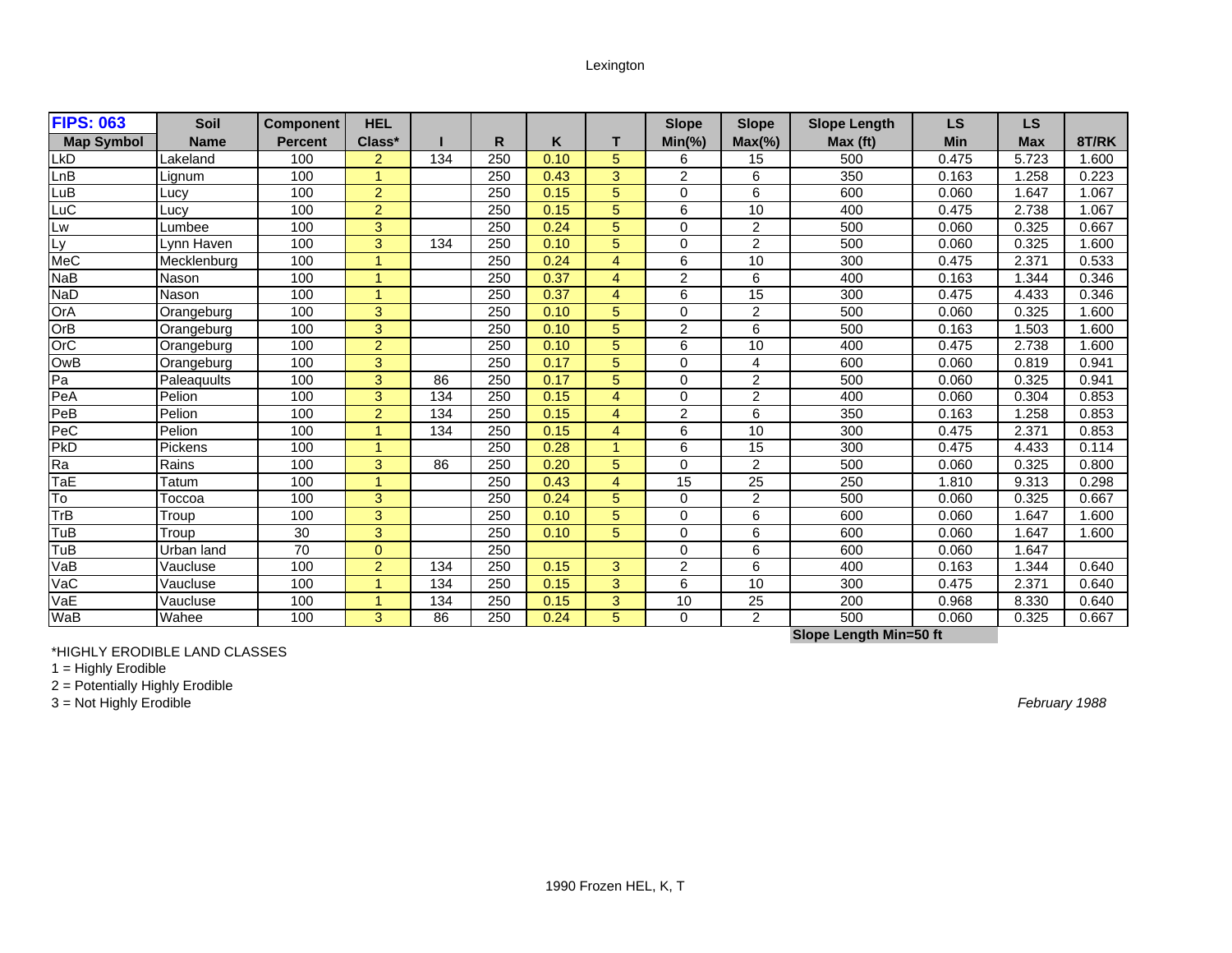Lexington

| FIPS: 063<br>Map Symbol | Soil<br>Name | Component<br>Percent | HEL<br>Class* | I | R | K | T | Slope<br>Min(%) | Slope<br>Max(%) | Slope Length<br>Max (ft) | LS<br>Min | LS<br>Max | 8T/RK |
|---|---|---|---|---|---|---|---|---|---|---|---|---|---|
| LkD | Lakeland | 100 | 2 | 134 | 250 | 0.10 | 5 | 6 | 15 | 500 | 0.475 | 5.723 | 1.600 |
| LnB | Lignum | 100 | 1 | | 250 | 0.43 | 3 | 2 | 6 | 350 | 0.163 | 1.258 | 0.223 |
| LuB | Lucy | 100 | 2 | | 250 | 0.15 | 5 | 0 | 6 | 600 | 0.060 | 1.647 | 1.067 |
| LuC | Lucy | 100 | 2 | | 250 | 0.15 | 5 | 6 | 10 | 400 | 0.475 | 2.738 | 1.067 |
| Lw | Lumbee | 100 | 3 | | 250 | 0.24 | 5 | 0 | 2 | 500 | 0.060 | 0.325 | 0.667 |
| Ly | Lynn Haven | 100 | 3 | 134 | 250 | 0.10 | 5 | 0 | 2 | 500 | 0.060 | 0.325 | 1.600 |
| MeC | Mecklenburg | 100 | 1 | | 250 | 0.24 | 4 | 6 | 10 | 300 | 0.475 | 2.371 | 0.533 |
| NaB | Nason | 100 | 1 | | 250 | 0.37 | 4 | 2 | 6 | 400 | 0.163 | 1.344 | 0.346 |
| NaD | Nason | 100 | 1 | | 250 | 0.37 | 4 | 6 | 15 | 300 | 0.475 | 4.433 | 0.346 |
| OrA | Orangeburg | 100 | 3 | | 250 | 0.10 | 5 | 0 | 2 | 500 | 0.060 | 0.325 | 1.600 |
| OrB | Orangeburg | 100 | 3 | | 250 | 0.10 | 5 | 2 | 6 | 500 | 0.163 | 1.503 | 1.600 |
| OrC | Orangeburg | 100 | 2 | | 250 | 0.10 | 5 | 6 | 10 | 400 | 0.475 | 2.738 | 1.600 |
| OwB | Orangeburg | 100 | 3 | | 250 | 0.17 | 5 | 0 | 4 | 600 | 0.060 | 0.819 | 0.941 |
| Pa | Paleaquults | 100 | 3 | 86 | 250 | 0.17 | 5 | 0 | 2 | 500 | 0.060 | 0.325 | 0.941 |
| PeA | Pelion | 100 | 3 | 134 | 250 | 0.15 | 4 | 0 | 2 | 400 | 0.060 | 0.304 | 0.853 |
| PeB | Pelion | 100 | 2 | 134 | 250 | 0.15 | 4 | 2 | 6 | 350 | 0.163 | 1.258 | 0.853 |
| PeC | Pelion | 100 | 1 | 134 | 250 | 0.15 | 4 | 6 | 10 | 300 | 0.475 | 2.371 | 0.853 |
| PkD | Pickens | 100 | 1 | | 250 | 0.28 | 1 | 6 | 15 | 300 | 0.475 | 4.433 | 0.114 |
| Ra | Rains | 100 | 3 | 86 | 250 | 0.20 | 5 | 0 | 2 | 500 | 0.060 | 0.325 | 0.800 |
| TaE | Tatum | 100 | 1 | | 250 | 0.43 | 4 | 15 | 25 | 250 | 1.810 | 9.313 | 0.298 |
| To | Toccoa | 100 | 3 | | 250 | 0.24 | 5 | 0 | 2 | 500 | 0.060 | 0.325 | 0.667 |
| TrB | Troup | 100 | 3 | | 250 | 0.10 | 5 | 0 | 6 | 600 | 0.060 | 1.647 | 1.600 |
| TuB | Troup | 30 | 3 | | 250 | 0.10 | 5 | 0 | 6 | 600 | 0.060 | 1.647 | 1.600 |
| TuB | Urban land | 70 | 0 | | 250 | | | 0 | 6 | 600 | 0.060 | 1.647 | |
| VaB | Vaucluse | 100 | 2 | 134 | 250 | 0.15 | 3 | 2 | 6 | 400 | 0.163 | 1.344 | 0.640 |
| VaC | Vaucluse | 100 | 1 | 134 | 250 | 0.15 | 3 | 6 | 10 | 300 | 0.475 | 2.371 | 0.640 |
| VaE | Vaucluse | 100 | 1 | 134 | 250 | 0.15 | 3 | 10 | 25 | 200 | 0.968 | 8.330 | 0.640 |
| WaB | Wahee | 100 | 3 | 86 | 250 | 0.24 | 5 | 0 | 2 | 500 | 0.060 | 0.325 | 0.667 |

**Slope Length Min=50 ft**

*HIGHLY ERODIBLE LAND CLASSES

1 = Highly Erodible

2 = Potentially Highly Erodible

3 = Not Highly Erodible

*February 1988*

1990 Frozen HEL, K, T